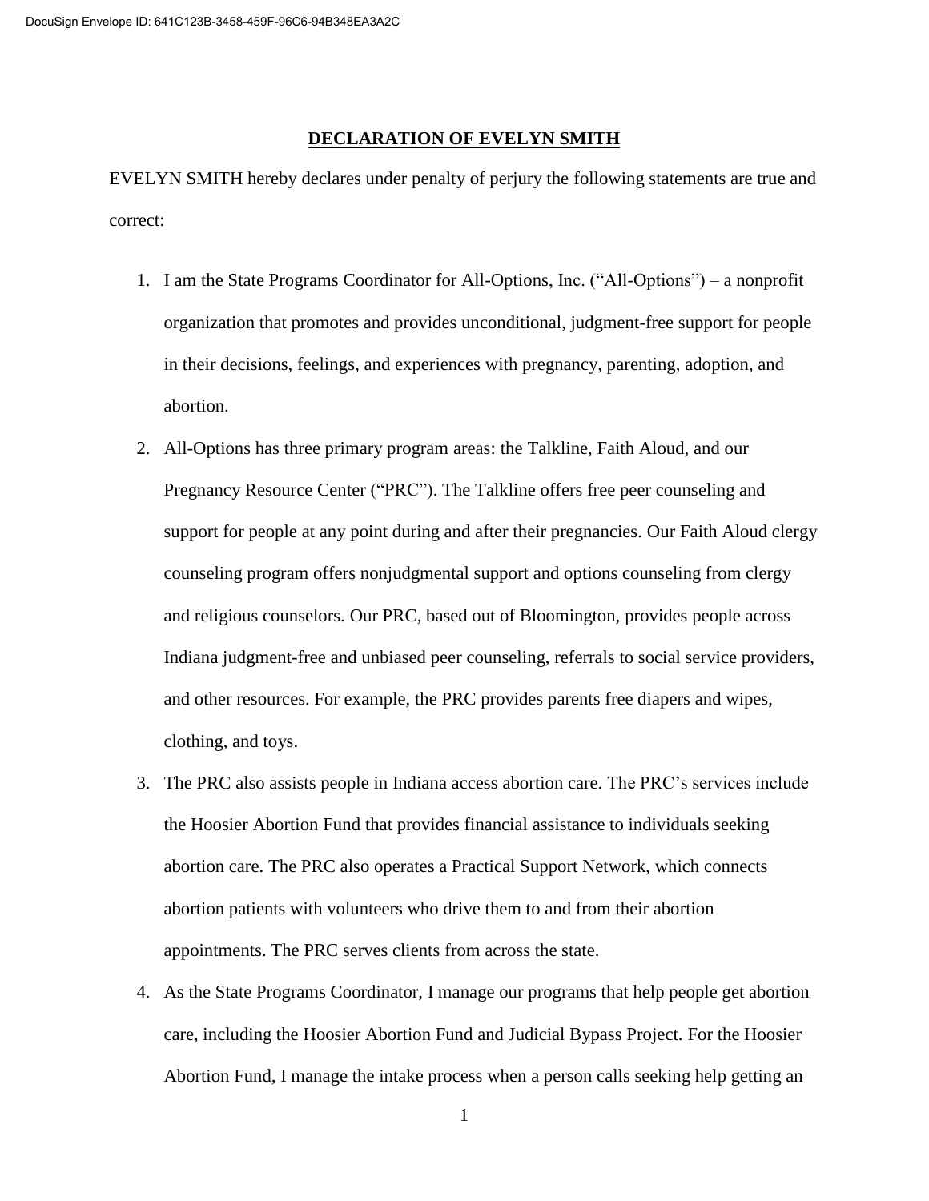## DECLARATION OF EVELYN SMITH

EVELYN SMITH hereby declares under penalty of perjury the following statements are true and correct:

1. I am the State Programs Coordinator for All-Options, Inc. ("All-Options") – a nonprofit organization that promotes and provides unconditional, judgment-free support for people in their decisions, feelings, and experiences with pregnancy, parenting, adoption, and abortion.
2. All-Options has three primary program areas: the Talkline, Faith Aloud, and our Pregnancy Resource Center ("PRC"). The Talkline offers free peer counseling and support for people at any point during and after their pregnancies. Our Faith Aloud clergy counseling program offers nonjudgmental support and options counseling from clergy and religious counselors. Our PRC, based out of Bloomington, provides people across Indiana judgment-free and unbiased peer counseling, referrals to social service providers, and other resources. For example, the PRC provides parents free diapers and wipes, clothing, and toys.
3. The PRC also assists people in Indiana access abortion care. The PRC's services include the Hoosier Abortion Fund that provides financial assistance to individuals seeking abortion care. The PRC also operates a Practical Support Network, which connects abortion patients with volunteers who drive them to and from their abortion appointments. The PRC serves clients from across the state.
4. As the State Programs Coordinator, I manage our programs that help people get abortion care, including the Hoosier Abortion Fund and Judicial Bypass Project. For the Hoosier Abortion Fund, I manage the intake process when a person calls seeking help getting an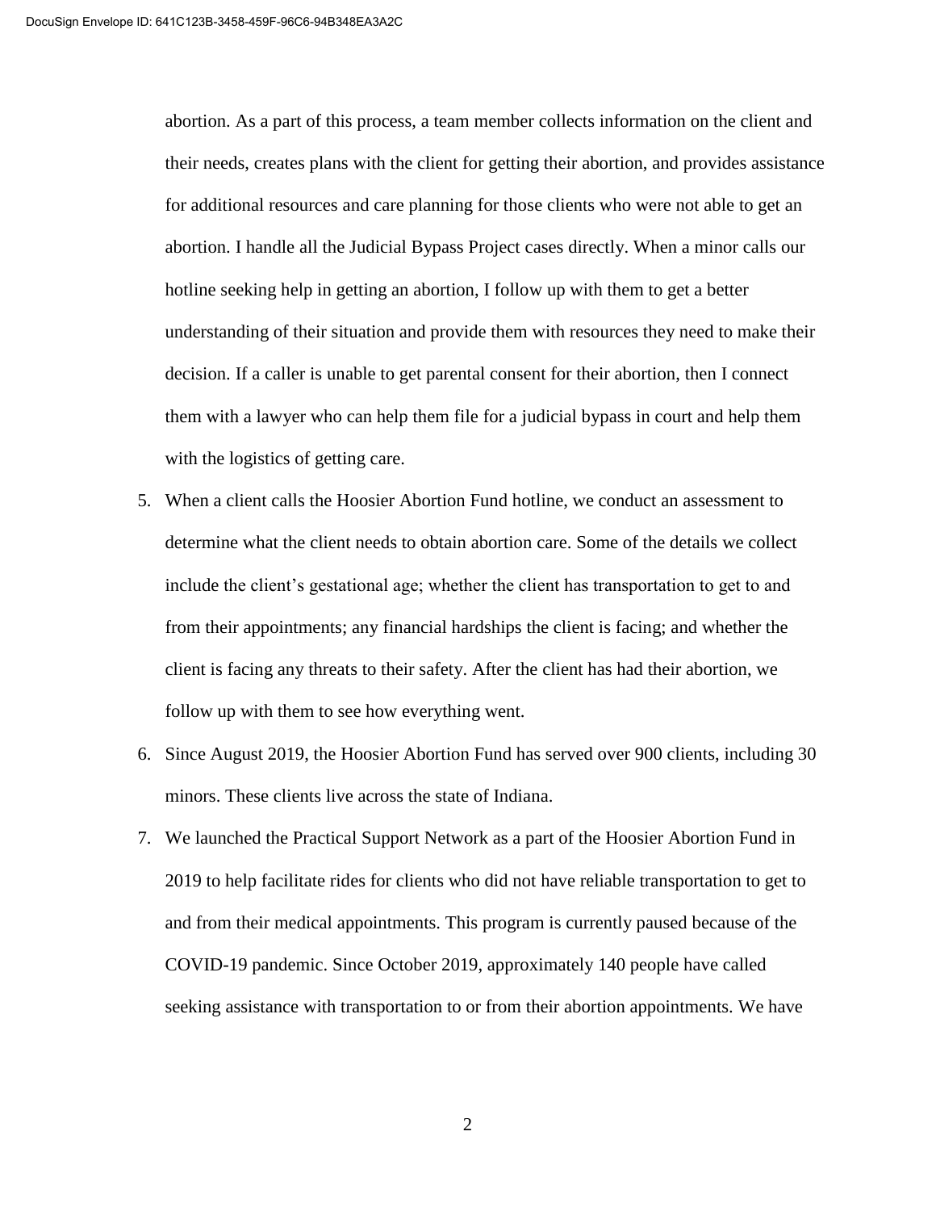abortion. As a part of this process, a team member collects information on the client and their needs, creates plans with the client for getting their abortion, and provides assistance for additional resources and care planning for those clients who were not able to get an abortion. I handle all the Judicial Bypass Project cases directly. When a minor calls our hotline seeking help in getting an abortion, I follow up with them to get a better understanding of their situation and provide them with resources they need to make their decision. If a caller is unable to get parental consent for their abortion, then I connect them with a lawyer who can help them file for a judicial bypass in court and help them with the logistics of getting care.

5. When a client calls the Hoosier Abortion Fund hotline, we conduct an assessment to determine what the client needs to obtain abortion care. Some of the details we collect include the client's gestational age; whether the client has transportation to get to and from their appointments; any financial hardships the client is facing; and whether the client is facing any threats to their safety. After the client has had their abortion, we follow up with them to see how everything went.

6. Since August 2019, the Hoosier Abortion Fund has served over 900 clients, including 30 minors. These clients live across the state of Indiana.

7. We launched the Practical Support Network as a part of the Hoosier Abortion Fund in 2019 to help facilitate rides for clients who did not have reliable transportation to get to and from their medical appointments. This program is currently paused because of the COVID-19 pandemic. Since October 2019, approximately 140 people have called seeking assistance with transportation to or from their abortion appointments. We have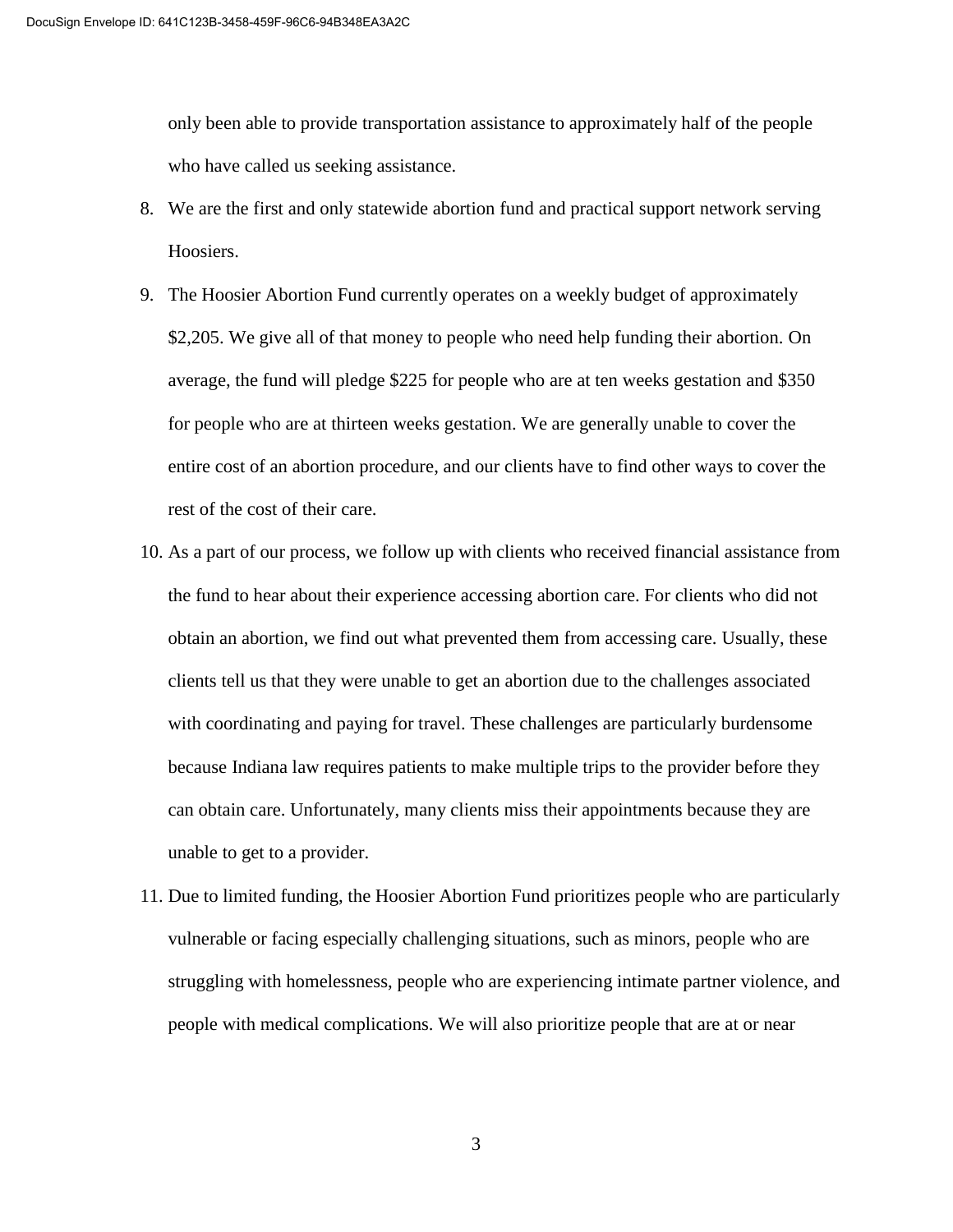only been able to provide transportation assistance to approximately half of the people who have called us seeking assistance.

8. We are the first and only statewide abortion fund and practical support network serving Hoosiers.
9. The Hoosier Abortion Fund currently operates on a weekly budget of approximately $2,205. We give all of that money to people who need help funding their abortion. On average, the fund will pledge $225 for people who are at ten weeks gestation and $350 for people who are at thirteen weeks gestation. We are generally unable to cover the entire cost of an abortion procedure, and our clients have to find other ways to cover the rest of the cost of their care.
10. As a part of our process, we follow up with clients who received financial assistance from the fund to hear about their experience accessing abortion care. For clients who did not obtain an abortion, we find out what prevented them from accessing care. Usually, these clients tell us that they were unable to get an abortion due to the challenges associated with coordinating and paying for travel. These challenges are particularly burdensome because Indiana law requires patients to make multiple trips to the provider before they can obtain care. Unfortunately, many clients miss their appointments because they are unable to get to a provider.
11. Due to limited funding, the Hoosier Abortion Fund prioritizes people who are particularly vulnerable or facing especially challenging situations, such as minors, people who are struggling with homelessness, people who are experiencing intimate partner violence, and people with medical complications. We will also prioritize people that are at or near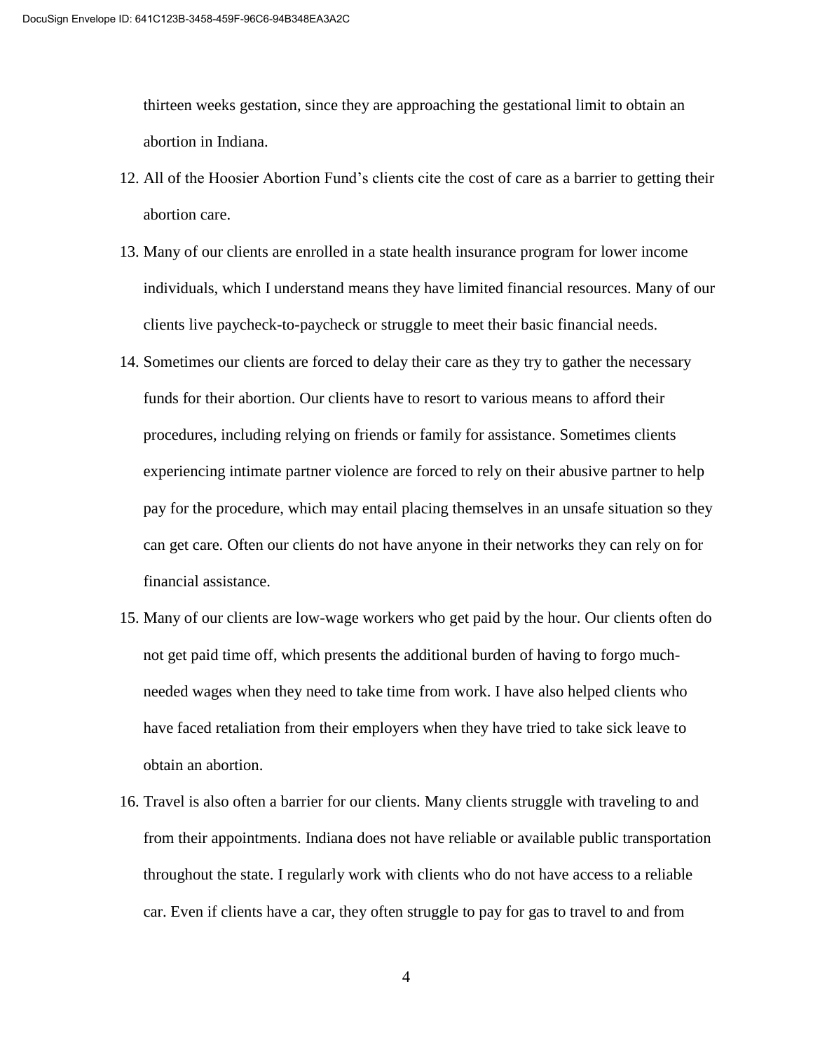thirteen weeks gestation, since they are approaching the gestational limit to obtain an abortion in Indiana.

12. All of the Hoosier Abortion Fund's clients cite the cost of care as a barrier to getting their abortion care.

13. Many of our clients are enrolled in a state health insurance program for lower income individuals, which I understand means they have limited financial resources. Many of our clients live paycheck-to-paycheck or struggle to meet their basic financial needs.

14. Sometimes our clients are forced to delay their care as they try to gather the necessary funds for their abortion. Our clients have to resort to various means to afford their procedures, including relying on friends or family for assistance. Sometimes clients experiencing intimate partner violence are forced to rely on their abusive partner to help pay for the procedure, which may entail placing themselves in an unsafe situation so they can get care. Often our clients do not have anyone in their networks they can rely on for financial assistance.

15. Many of our clients are low-wage workers who get paid by the hour. Our clients often do not get paid time off, which presents the additional burden of having to forgo much-needed wages when they need to take time from work. I have also helped clients who have faced retaliation from their employers when they have tried to take sick leave to obtain an abortion.

16. Travel is also often a barrier for our clients. Many clients struggle with traveling to and from their appointments. Indiana does not have reliable or available public transportation throughout the state. I regularly work with clients who do not have access to a reliable car. Even if clients have a car, they often struggle to pay for gas to travel to and from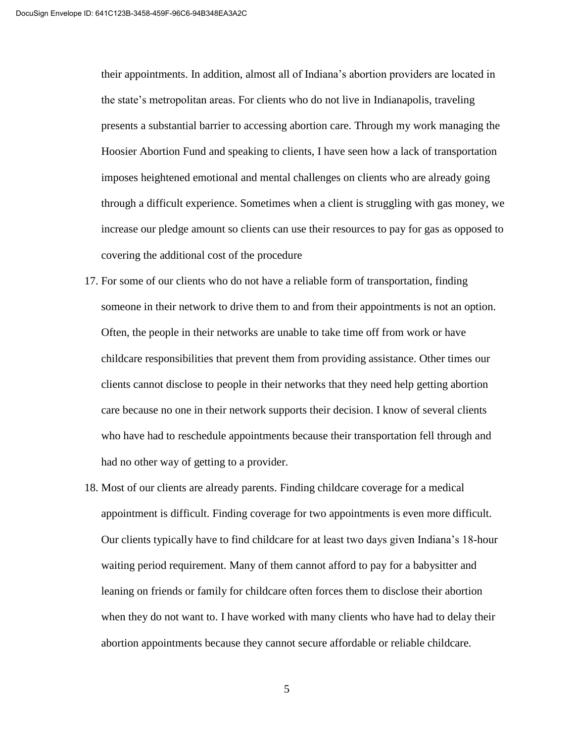their appointments. In addition, almost all of Indiana's abortion providers are located in the state's metropolitan areas. For clients who do not live in Indianapolis, traveling presents a substantial barrier to accessing abortion care. Through my work managing the Hoosier Abortion Fund and speaking to clients, I have seen how a lack of transportation imposes heightened emotional and mental challenges on clients who are already going through a difficult experience. Sometimes when a client is struggling with gas money, we increase our pledge amount so clients can use their resources to pay for gas as opposed to covering the additional cost of the procedure

17. For some of our clients who do not have a reliable form of transportation, finding someone in their network to drive them to and from their appointments is not an option. Often, the people in their networks are unable to take time off from work or have childcare responsibilities that prevent them from providing assistance. Other times our clients cannot disclose to people in their networks that they need help getting abortion care because no one in their network supports their decision. I know of several clients who have had to reschedule appointments because their transportation fell through and had no other way of getting to a provider.

18. Most of our clients are already parents. Finding childcare coverage for a medical appointment is difficult. Finding coverage for two appointments is even more difficult. Our clients typically have to find childcare for at least two days given Indiana's 18-hour waiting period requirement. Many of them cannot afford to pay for a babysitter and leaning on friends or family for childcare often forces them to disclose their abortion when they do not want to. I have worked with many clients who have had to delay their abortion appointments because they cannot secure affordable or reliable childcare.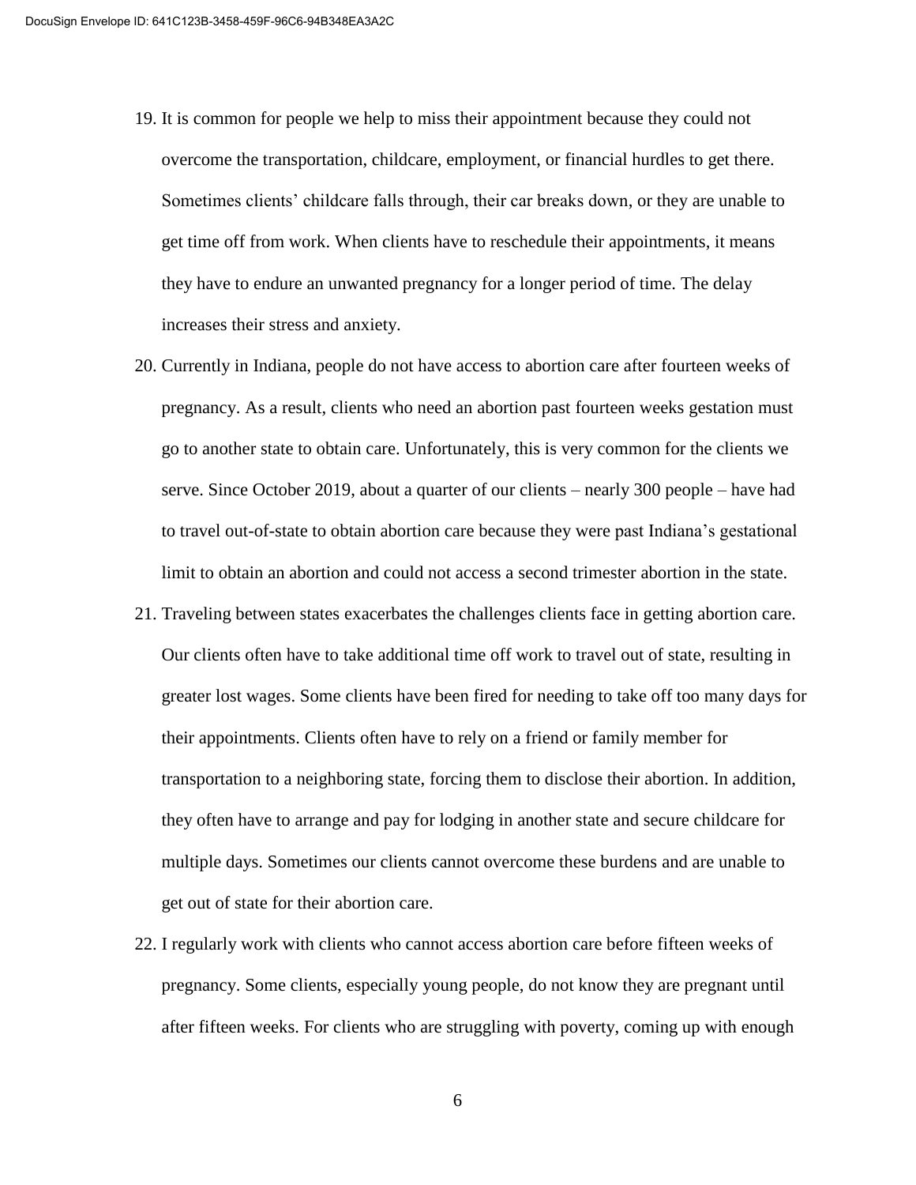19. It is common for people we help to miss their appointment because they could not overcome the transportation, childcare, employment, or financial hurdles to get there. Sometimes clients' childcare falls through, their car breaks down, or they are unable to get time off from work. When clients have to reschedule their appointments, it means they have to endure an unwanted pregnancy for a longer period of time. The delay increases their stress and anxiety.

20. Currently in Indiana, people do not have access to abortion care after fourteen weeks of pregnancy. As a result, clients who need an abortion past fourteen weeks gestation must go to another state to obtain care. Unfortunately, this is very common for the clients we serve. Since October 2019, about a quarter of our clients – nearly 300 people – have had to travel out-of-state to obtain abortion care because they were past Indiana's gestational limit to obtain an abortion and could not access a second trimester abortion in the state.

21. Traveling between states exacerbates the challenges clients face in getting abortion care. Our clients often have to take additional time off work to travel out of state, resulting in greater lost wages. Some clients have been fired for needing to take off too many days for their appointments. Clients often have to rely on a friend or family member for transportation to a neighboring state, forcing them to disclose their abortion. In addition, they often have to arrange and pay for lodging in another state and secure childcare for multiple days. Sometimes our clients cannot overcome these burdens and are unable to get out of state for their abortion care.

22. I regularly work with clients who cannot access abortion care before fifteen weeks of pregnancy. Some clients, especially young people, do not know they are pregnant until after fifteen weeks. For clients who are struggling with poverty, coming up with enough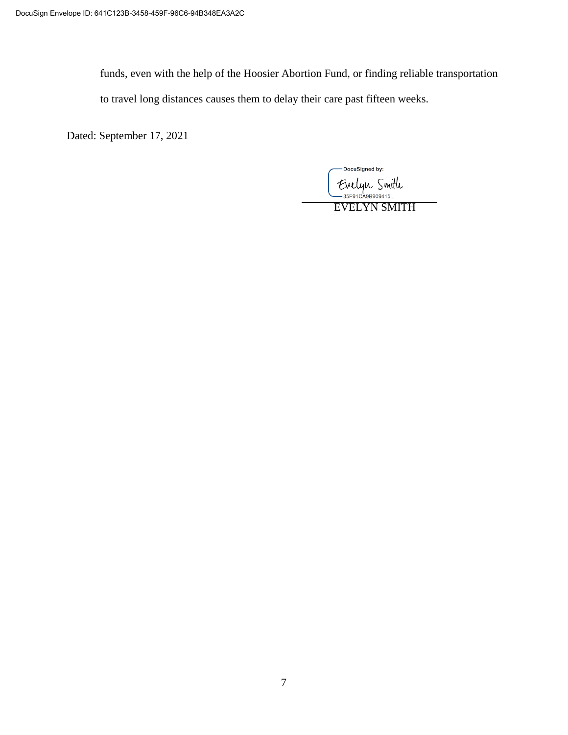DocuSign Envelope ID: 641C123B-3458-459F-96C6-94B348EA3A2C

funds, even with the help of the Hoosier Abortion Fund, or finding reliable transportation to travel long distances causes them to delay their care past fifteen weeks.

Dated: September 17, 2021

DocuSigned by:
Evelyn Smith
35F91CA9B909415...

EVELYN SMITH